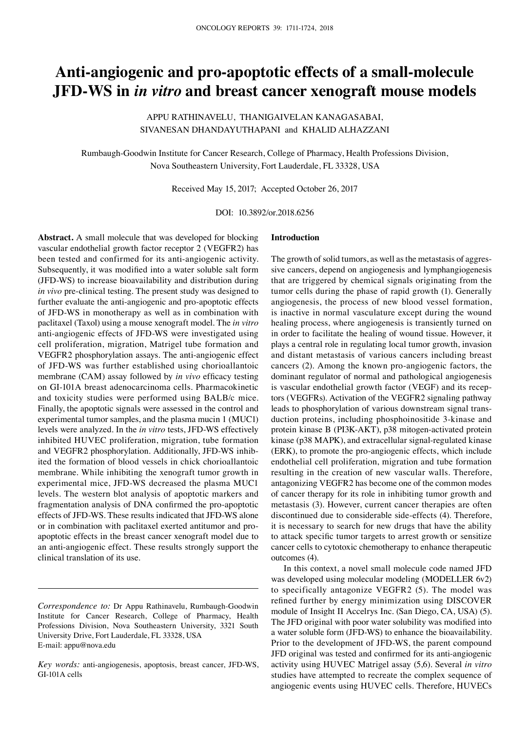# Anti-angiogenic and pro-apoptotic effects of a small-molecule JFD-WS in *in vitro* and breast cancer xenograft mouse models

APPU RATHINAVELU, THANIGAIVELAN KANAGASABAI, SIVANESAN DHANDAYUTHAPANI and KHALID ALHAZZANI

Rumbaugh-Goodwin Institute for Cancer Research, College of Pharmacy, Health Professions Division, Nova Southeastern University, Fort Lauderdale, FL 33328, USA

Received May 15, 2017; Accepted October 26, 2017

DOI: 10.3892/or.2018.6256

**Abstract.** A small molecule that was developed for blocking vascular endothelial growth factor receptor 2 (VEGFR2) has been tested and confirmed for its anti-angiogenic activity. Subsequently, it was modified into a water soluble salt form (JFD-WS) to increase bioavailability and distribution during *in vivo* pre-clinical testing. The present study was designed to further evaluate the anti-angiogenic and pro-apoptotic effects of JFD-WS in monotherapy as well as in combination with paclitaxel (Taxol) using a mouse xenograft model. The *in vitro* anti-angiogenic effects of JFD-WS were investigated using cell proliferation, migration, Matrigel tube formation and VEGFR2 phosphorylation assays. The anti-angiogenic effect of JFD-WS was further established using chorioallantoic membrane (CAM) assay followed by *in vivo* efficacy testing on GI-101A breast adenocarcinoma cells. Pharmacokinetic and toxicity studies were performed using BALB/c mice. Finally, the apoptotic signals were assessed in the control and experimental tumor samples, and the plasma mucin 1 (MUC1) levels were analyzed. In the *in vitro* tests, JFD-WS effectively inhibited HUVEC proliferation, migration, tube formation and VEGFR2 phosphorylation. Additionally, JFD-WS inhibited the formation of blood vessels in chick chorioallantoic membrane. While inhibiting the xenograft tumor growth in experimental mice, JFD-WS decreased the plasma MUC1 levels. The western blot analysis of apoptotic markers and fragmentation analysis of DNA confirmed the pro-apoptotic effects of JFD-WS. These results indicated that JFD-WS alone or in combination with paclitaxel exerted antitumor and pro-apoptotic effects in the breast cancer xenograft model due to an anti-angiogenic effect. These results strongly support the clinical translation of its use.

*Correspondence to:* Dr Appu Rathinavelu, Rumbaugh-Goodwin Institute for Cancer Research, College of Pharmacy, Health Professions Division, Nova Southeastern University, 3321 South University Drive, Fort Lauderdale, FL 33328, USA
E-mail: appu@nova.edu

*Key words:* anti-angiogenesis, apoptosis, breast cancer, JFD-WS, GI-101A cells

## Introduction

The growth of solid tumors, as well as the metastasis of aggressive cancers, depend on angiogenesis and lymphangiogenesis that are triggered by chemical signals originating from the tumor cells during the phase of rapid growth (1). Generally angiogenesis, the process of new blood vessel formation, is inactive in normal vasculature except during the wound healing process, where angiogenesis is transiently turned on in order to facilitate the healing of wound tissue. However, it plays a central role in regulating local tumor growth, invasion and distant metastasis of various cancers including breast cancers (2). Among the known pro-angiogenic factors, the dominant regulator of normal and pathological angiogenesis is vascular endothelial growth factor (VEGF) and its receptors (VEGFRs). Activation of the VEGFR2 signaling pathway leads to phosphorylation of various downstream signal transduction proteins, including phosphoinositide 3-kinase and protein kinase B (PI3K-AKT), p38 mitogen-activated protein kinase (p38 MAPK), and extracellular signal-regulated kinase (ERK), to promote the pro-angiogenic effects, which include endothelial cell proliferation, migration and tube formation resulting in the creation of new vascular walls. Therefore, antagonizing VEGFR2 has become one of the common modes of cancer therapy for its role in inhibiting tumor growth and metastasis (3). However, current cancer therapies are often discontinued due to considerable side-effects (4). Therefore, it is necessary to search for new drugs that have the ability to attack specific tumor targets to arrest growth or sensitize cancer cells to cytotoxic chemotherapy to enhance therapeutic outcomes (4).

In this context, a novel small molecule code named JFD was developed using molecular modeling (MODELLER 6v2) to specifically antagonize VEGFR2 (5). The model was refined further by energy minimization using DISCOVER module of Insight II Accelrys Inc. (San Diego, CA, USA) (5). The JFD original with poor water solubility was modified into a water soluble form (JFD-WS) to enhance the bioavailability. Prior to the development of JFD-WS, the parent compound JFD original was tested and confirmed for its anti-angiogenic activity using HUVEC Matrigel assay (5,6). Several *in vitro* studies have attempted to recreate the complex sequence of angiogenic events using HUVEC cells. Therefore, HUVECs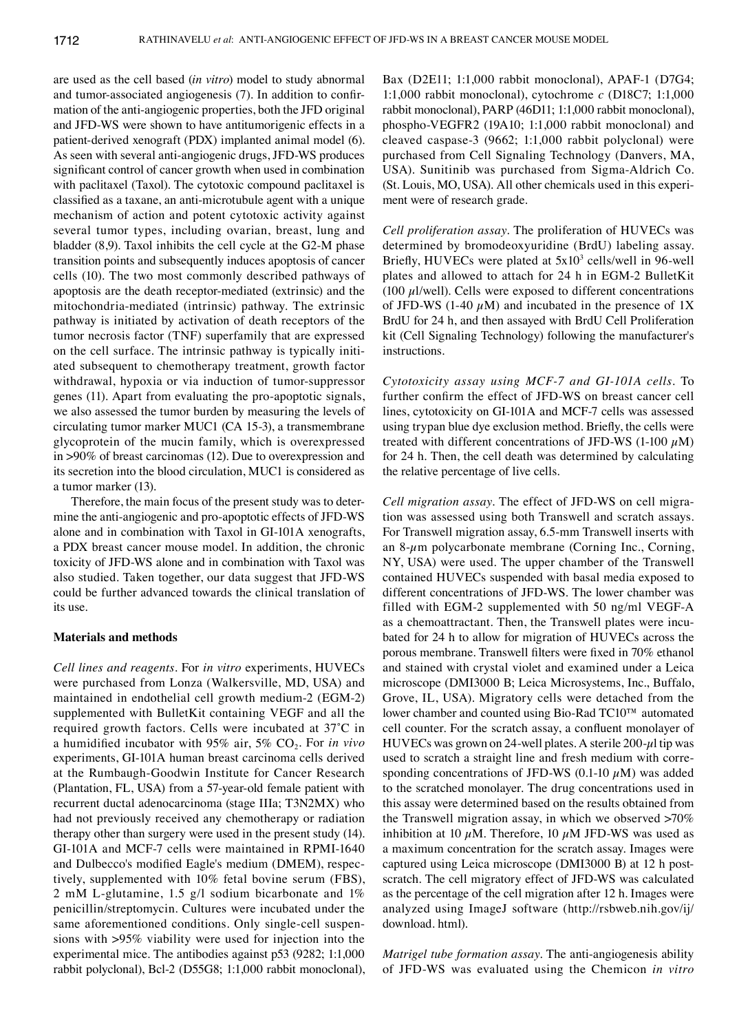are used as the cell based (*in vitro*) model to study abnormal and tumor-associated angiogenesis (7). In addition to confirmation of the anti-angiogenic properties, both the JFD original and JFD-WS were shown to have antitumorigenic effects in a patient-derived xenograft (PDX) implanted animal model (6). As seen with several anti-angiogenic drugs, JFD-WS produces significant control of cancer growth when used in combination with paclitaxel (Taxol). The cytotoxic compound paclitaxel is classified as a taxane, an anti-microtubule agent with a unique mechanism of action and potent cytotoxic activity against several tumor types, including ovarian, breast, lung and bladder (8,9). Taxol inhibits the cell cycle at the G2-M phase transition points and subsequently induces apoptosis of cancer cells (10). The two most commonly described pathways of apoptosis are the death receptor-mediated (extrinsic) and the mitochondria-mediated (intrinsic) pathway. The extrinsic pathway is initiated by activation of death receptors of the tumor necrosis factor (TNF) superfamily that are expressed on the cell surface. The intrinsic pathway is typically initiated subsequent to chemotherapy treatment, growth factor withdrawal, hypoxia or via induction of tumor-suppressor genes (11). Apart from evaluating the pro-apoptotic signals, we also assessed the tumor burden by measuring the levels of circulating tumor marker MUC1 (CA 15-3), a transmembrane glycoprotein of the mucin family, which is overexpressed in >90% of breast carcinomas (12). Due to overexpression and its secretion into the blood circulation, MUC1 is considered as a tumor marker (13).

Therefore, the main focus of the present study was to determine the anti-angiogenic and pro-apoptotic effects of JFD-WS alone and in combination with Taxol in GI-101A xenografts, a PDX breast cancer mouse model. In addition, the chronic toxicity of JFD-WS alone and in combination with Taxol was also studied. Taken together, our data suggest that JFD-WS could be further advanced towards the clinical translation of its use.

## Materials and methods

*Cell lines and reagents*. For *in vitro* experiments, HUVECs were purchased from Lonza (Walkersville, MD, USA) and maintained in endothelial cell growth medium-2 (EGM-2) supplemented with BulletKit containing VEGF and all the required growth factors. Cells were incubated at 37˚C in a humidified incubator with 95% air, 5% $CO_2$. For *in vivo* experiments, GI-101A human breast carcinoma cells derived at the Rumbaugh-Goodwin Institute for Cancer Research (Plantation, FL, USA) from a 57-year-old female patient with recurrent ductal adenocarcinoma (stage IIIa; T3N2MX) who had not previously received any chemotherapy or radiation therapy other than surgery were used in the present study (14). GI-101A and MCF-7 cells were maintained in RPMI-1640 and Dulbecco's modified Eagle's medium (DMEM), respectively, supplemented with 10% fetal bovine serum (FBS), 2 mM L-glutamine, 1.5 g/l sodium bicarbonate and 1% penicillin/streptomycin. Cultures were incubated under the same aforementioned conditions. Only single-cell suspensions with >95% viability were used for injection into the experimental mice. The antibodies against p53 (9282; 1:1,000 rabbit polyclonal), Bcl-2 (D55G8; 1:1,000 rabbit monoclonal), Bax (D2E11; 1:1,000 rabbit monoclonal), APAF-1 (D7G4; 1:1,000 rabbit monoclonal), cytochrome *c* (D18C7; 1:1,000 rabbit monoclonal), PARP (46D11; 1:1,000 rabbit monoclonal), phospho-VEGFR2 (19A10; 1:1,000 rabbit monoclonal) and cleaved caspase-3 (9662; 1:1,000 rabbit polyclonal) were purchased from Cell Signaling Technology (Danvers, MA, USA). Sunitinib was purchased from Sigma-Aldrich Co. (St. Louis, MO, USA). All other chemicals used in this experiment were of research grade.

*Cell proliferation assay*. The proliferation of HUVECs was determined by bromodeoxyuridine (BrdU) labeling assay. Briefly, HUVECs were plated at $5\times10^3$ cells/well in 96-well plates and allowed to attach for 24 h in EGM-2 BulletKit (100 $\mu$l/well). Cells were exposed to different concentrations of JFD-WS (1-40 $\mu$M) and incubated in the presence of 1X BrdU for 24 h, and then assayed with BrdU Cell Proliferation kit (Cell Signaling Technology) following the manufacturer's instructions.

*Cytotoxicity assay using MCF-7 and GI-101A cells*. To further confirm the effect of JFD-WS on breast cancer cell lines, cytotoxicity on GI-101A and MCF-7 cells was assessed using trypan blue dye exclusion method. Briefly, the cells were treated with different concentrations of JFD-WS (1-100 $\mu$M) for 24 h. Then, the cell death was determined by calculating the relative percentage of live cells.

*Cell migration assay*. The effect of JFD-WS on cell migration was assessed using both Transwell and scratch assays. For Transwell migration assay, 6.5-mm Transwell inserts with an 8-$\mu$m polycarbonate membrane (Corning Inc., Corning, NY, USA) were used. The upper chamber of the Transwell contained HUVECs suspended with basal media exposed to different concentrations of JFD-WS. The lower chamber was filled with EGM-2 supplemented with 50 ng/ml VEGF-A as a chemoattractant. Then, the Transwell plates were incubated for 24 h to allow for migration of HUVECs across the porous membrane. Transwell filters were fixed in 70% ethanol and stained with crystal violet and examined under a Leica microscope (DMI3000 B; Leica Microsystems, Inc., Buffalo, Grove, IL, USA). Migratory cells were detached from the lower chamber and counted using Bio-Rad TC10™ automated cell counter. For the scratch assay, a confluent monolayer of HUVECs was grown on 24-well plates. A sterile 200-$\mu$l tip was used to scratch a straight line and fresh medium with corresponding concentrations of JFD-WS (0.1-10 $\mu$M) was added to the scratched monolayer. The drug concentrations used in this assay were determined based on the results obtained from the Transwell migration assay, in which we observed >70% inhibition at 10 $\mu$M. Therefore, 10 $\mu$M JFD-WS was used as a maximum concentration for the scratch assay. Images were captured using Leica microscope (DMI3000 B) at 12 h post-scratch. The cell migratory effect of JFD-WS was calculated as the percentage of the cell migration after 12 h. Images were analyzed using ImageJ software (http://rsbweb.nih.gov/ij/download.html).

*Matrigel tube formation assay*. The anti-angiogenesis ability of JFD-WS was evaluated using the Chemicon *in vitro*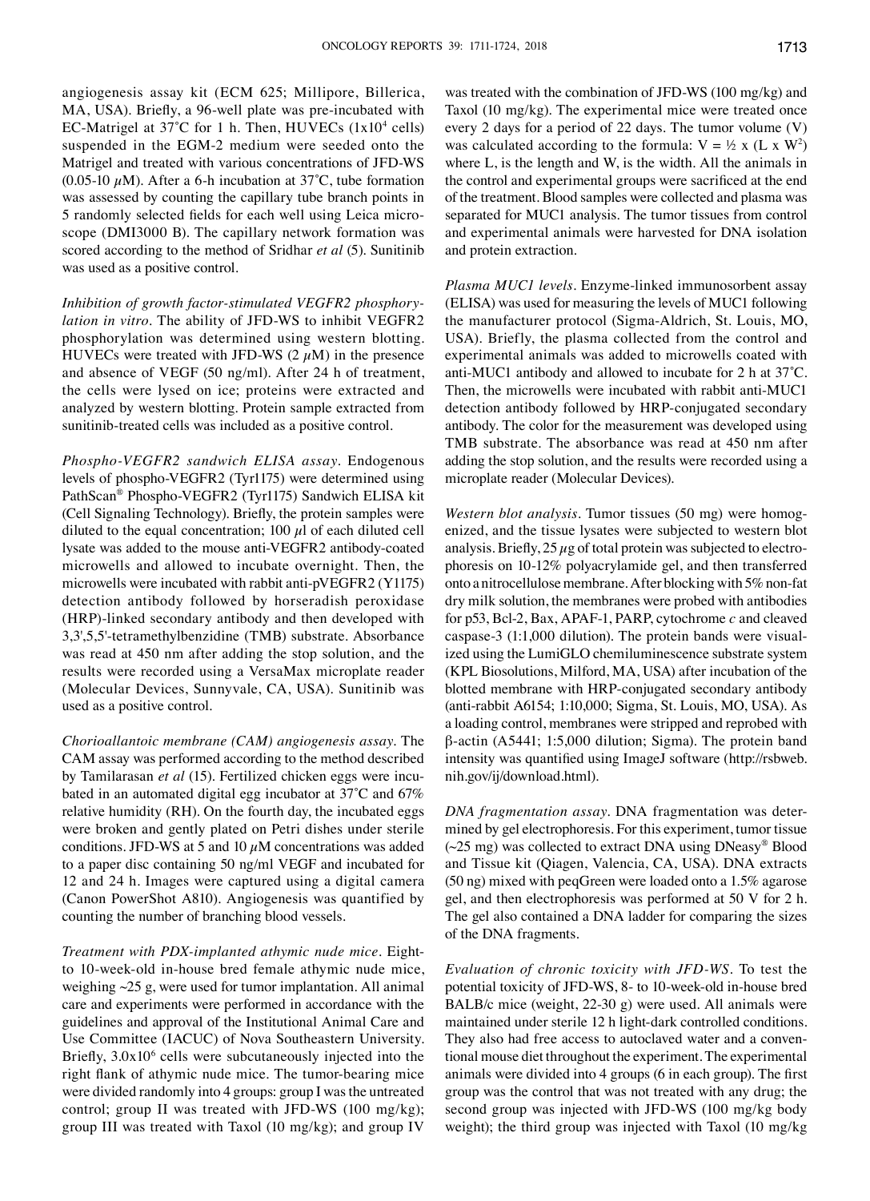angiogenesis assay kit (ECM 625; Millipore, Billerica, MA, USA). Briefly, a 96-well plate was pre-incubated with EC-Matrigel at 37˚C for 1 h. Then, HUVECs ($1 \times 10^4$ cells) suspended in the EGM-2 medium were seeded onto the Matrigel and treated with various concentrations of JFD-WS (0.05-10 $\mu$M). After a 6-h incubation at 37˚C, tube formation was assessed by counting the capillary tube branch points in 5 randomly selected fields for each well using Leica microscope (DMI3000 B). The capillary network formation was scored according to the method of Sridhar *et al* (5). Sunitinib was used as a positive control.

*Inhibition of growth factor-stimulated VEGFR2 phosphorylation in vitro*. The ability of JFD-WS to inhibit VEGFR2 phosphorylation was determined using western blotting. HUVECs were treated with JFD-WS (2 $\mu$M) in the presence and absence of VEGF (50 ng/ml). After 24 h of treatment, the cells were lysed on ice; proteins were extracted and analyzed by western blotting. Protein sample extracted from sunitinib-treated cells was included as a positive control.

*Phospho-VEGFR2 sandwich ELISA assay*. Endogenous levels of phospho-VEGFR2 (Tyr1175) were determined using PathScan® Phospho-VEGFR2 (Tyr1175) Sandwich ELISA kit (Cell Signaling Technology). Briefly, the protein samples were diluted to the equal concentration; 100 $\mu$l of each diluted cell lysate was added to the mouse anti-VEGFR2 antibody-coated microwells and allowed to incubate overnight. Then, the microwells were incubated with rabbit anti-pVEGFR2 (Y1175) detection antibody followed by horseradish peroxidase (HRP)-linked secondary antibody and then developed with 3,3',5,5'-tetramethylbenzidine (TMB) substrate. Absorbance was read at 450 nm after adding the stop solution, and the results were recorded using a VersaMax microplate reader (Molecular Devices, Sunnyvale, CA, USA). Sunitinib was used as a positive control.

*Chorioallantoic membrane (CAM) angiogenesis assay*. The CAM assay was performed according to the method described by Tamilarasan *et al* (15). Fertilized chicken eggs were incubated in an automated digital egg incubator at 37˚C and 67% relative humidity (RH). On the fourth day, the incubated eggs were broken and gently plated on Petri dishes under sterile conditions. JFD-WS at 5 and 10 $\mu$M concentrations was added to a paper disc containing 50 ng/ml VEGF and incubated for 12 and 24 h. Images were captured using a digital camera (Canon PowerShot A810). Angiogenesis was quantified by counting the number of branching blood vessels.

*Treatment with PDX-implanted athymic nude mice*. Eight- to 10-week-old in-house bred female athymic nude mice, weighing ~25 g, were used for tumor implantation. All animal care and experiments were performed in accordance with the guidelines and approval of the Institutional Animal Care and Use Committee (IACUC) of Nova Southeastern University. Briefly, $3.0 \times 10^6$ cells were subcutaneously injected into the right flank of athymic nude mice. The tumor-bearing mice were divided randomly into 4 groups: group I was the untreated control; group II was treated with JFD-WS (100 mg/kg); group III was treated with Taxol (10 mg/kg); and group IV was treated with the combination of JFD-WS (100 mg/kg) and Taxol (10 mg/kg). The experimental mice were treated once every 2 days for a period of 22 days. The tumor volume (V) was calculated according to the formula: $V = \frac{1}{2} \times (L \times W^2)$ where L, is the length and W, is the width. All the animals in the control and experimental groups were sacrificed at the end of the treatment. Blood samples were collected and plasma was separated for MUC1 analysis. The tumor tissues from control and experimental animals were harvested for DNA isolation and protein extraction.

*Plasma MUC1 levels*. Enzyme-linked immunosorbent assay (ELISA) was used for measuring the levels of MUC1 following the manufacturer protocol (Sigma-Aldrich, St. Louis, MO, USA). Briefly, the plasma collected from the control and experimental animals was added to microwells coated with anti-MUC1 antibody and allowed to incubate for 2 h at 37˚C. Then, the microwells were incubated with rabbit anti-MUC1 detection antibody followed by HRP-conjugated secondary antibody. The color for the measurement was developed using TMB substrate. The absorbance was read at 450 nm after adding the stop solution, and the results were recorded using a microplate reader (Molecular Devices).

*Western blot analysis*. Tumor tissues (50 mg) were homogenized, and the tissue lysates were subjected to western blot analysis. Briefly, 25 $\mu$g of total protein was subjected to electrophoresis on 10-12% polyacrylamide gel, and then transferred onto a nitrocellulose membrane. After blocking with 5% non-fat dry milk solution, the membranes were probed with antibodies for p53, Bcl-2, Bax, APAF-1, PARP, cytochrome *c* and cleaved caspase-3 (1:1,000 dilution). The protein bands were visualized using the LumiGLO chemiluminescence substrate system (KPL Biosolutions, Milford, MA, USA) after incubation of the blotted membrane with HRP-conjugated secondary antibody (anti-rabbit A6154; 1:10,000; Sigma, St. Louis, MO, USA). As a loading control, membranes were stripped and reprobed with β-actin (A5441; 1:5,000 dilution; Sigma). The protein band intensity was quantified using ImageJ software (http://rsbweb.nih.gov/ij/download.html).

*DNA fragmentation assay*. DNA fragmentation was determined by gel electrophoresis. For this experiment, tumor tissue (~25 mg) was collected to extract DNA using DNeasy® Blood and Tissue kit (Qiagen, Valencia, CA, USA). DNA extracts (50 ng) mixed with peqGreen were loaded onto a 1.5% agarose gel, and then electrophoresis was performed at 50 V for 2 h. The gel also contained a DNA ladder for comparing the sizes of the DNA fragments.

*Evaluation of chronic toxicity with JFD-WS*. To test the potential toxicity of JFD-WS, 8- to 10-week-old in-house bred BALB/c mice (weight, 22-30 g) were used. All animals were maintained under sterile 12 h light-dark controlled conditions. They also had free access to autoclaved water and a conventional mouse diet throughout the experiment. The experimental animals were divided into 4 groups (6 in each group). The first group was the control that was not treated with any drug; the second group was injected with JFD-WS (100 mg/kg body weight); the third group was injected with Taxol (10 mg/kg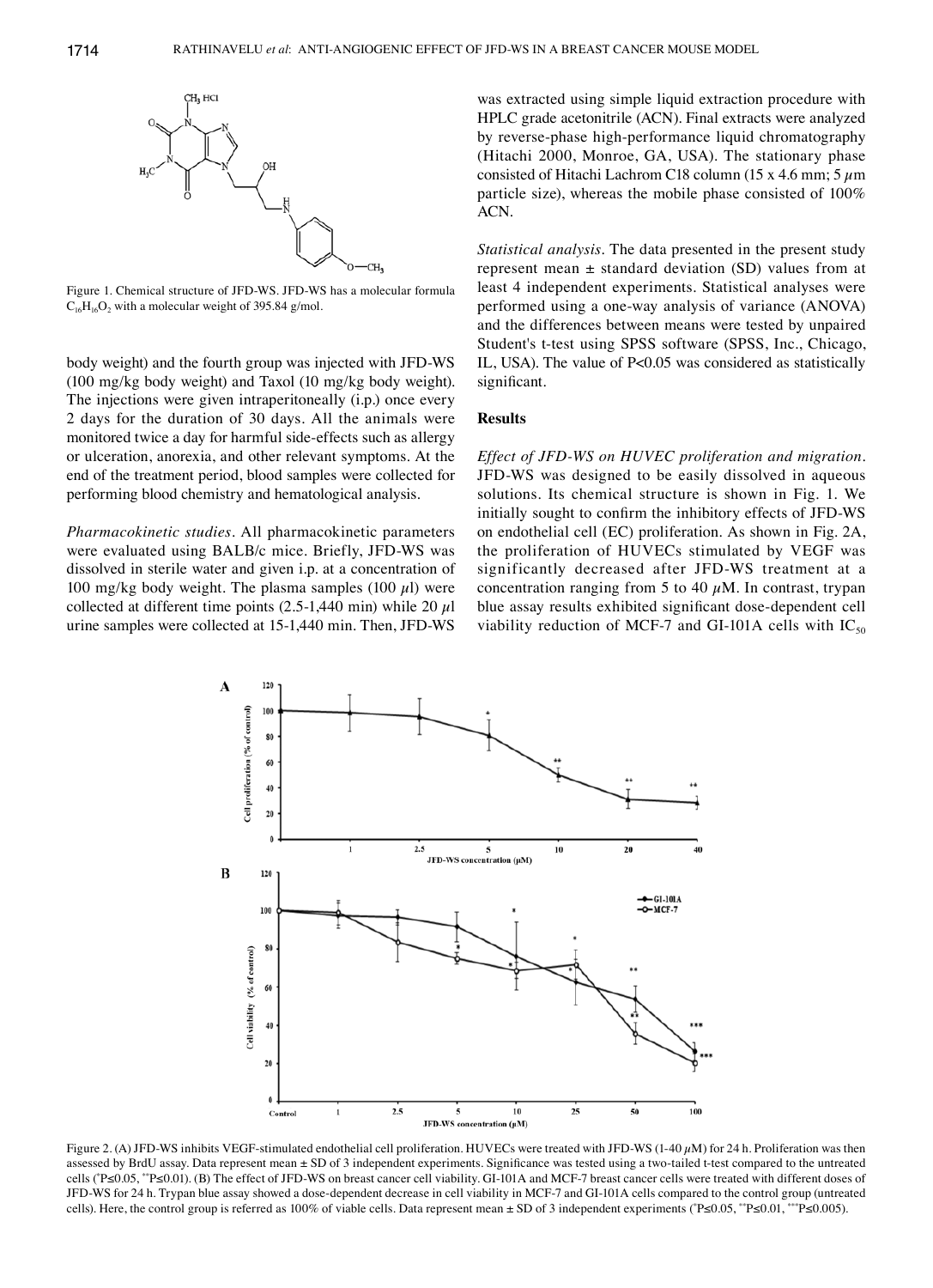Figure 1. Chemical structure of JFD-WS. JFD-WS has a molecular formula $C_{16}H_{16}O_2$ with a molecular weight of 395.84 g/mol.

body weight) and the fourth group was injected with JFD-WS (100 mg/kg body weight) and Taxol (10 mg/kg body weight). The injections were given intraperitoneally (i.p.) once every 2 days for the duration of 30 days. All the animals were monitored twice a day for harmful side-effects such as allergy or ulceration, anorexia, and other relevant symptoms. At the end of the treatment period, blood samples were collected for performing blood chemistry and hematological analysis.

*Pharmacokinetic studies.* All pharmacokinetic parameters were evaluated using BALB/c mice. Briefly, JFD-WS was dissolved in sterile water and given i.p. at a concentration of 100 mg/kg body weight. The plasma samples (100 $\mu$l) were collected at different time points (2.5-1,440 min) while 20 $\mu$l urine samples were collected at 15-1,440 min. Then, JFD-WS was extracted using simple liquid extraction procedure with HPLC grade acetonitrile (ACN). Final extracts were analyzed by reverse-phase high-performance liquid chromatography (Hitachi 2000, Monroe, GA, USA). The stationary phase consisted of Hitachi Lachrom C18 column (15 x 4.6 mm; 5 $\mu$m particle size), whereas the mobile phase consisted of 100% ACN.

*Statistical analysis.* The data presented in the present study represent mean ± standard deviation (SD) values from at least 4 independent experiments. Statistical analyses were performed using a one-way analysis of variance (ANOVA) and the differences between means were tested by unpaired Student's t-test using SPSS software (SPSS, Inc., Chicago, IL, USA). The value of $P<0.05$ was considered as statistically significant.

## Results

*Effect of JFD-WS on HUVEC proliferation and migration.* JFD-WS was designed to be easily dissolved in aqueous solutions. Its chemical structure is shown in Fig. 1. We initially sought to confirm the inhibitory effects of JFD-WS on endothelial cell (EC) proliferation. As shown in Fig. 2A, the proliferation of HUVECs stimulated by VEGF was significantly decreased after JFD-WS treatment at a concentration ranging from 5 to 40 $\mu$M. In contrast, trypan blue assay results exhibited significant dose-dependent cell viability reduction of MCF-7 and GI-101A cells with $IC_{50}$

Figure 2. (A) JFD-WS inhibits VEGF-stimulated endothelial cell proliferation. HUVECs were treated with JFD-WS (1-40 $\mu$M) for 24 h. Proliferation was then assessed by BrdU assay. Data represent mean ± SD of 3 independent experiments. Significance was tested using a two-tailed t-test compared to the untreated cells (*P≤0.05, **P≤0.01). (B) The effect of JFD-WS on breast cancer cell viability. GI-101A and MCF-7 breast cancer cells were treated with different doses of JFD-WS for 24 h. Trypan blue assay showed a dose-dependent decrease in cell viability in MCF-7 and GI-101A cells compared to the control group (untreated cells). Here, the control group is referred as 100% of viable cells. Data represent mean ± SD of 3 independent experiments (*P≤0.05, **P≤0.01, ***P≤0.005).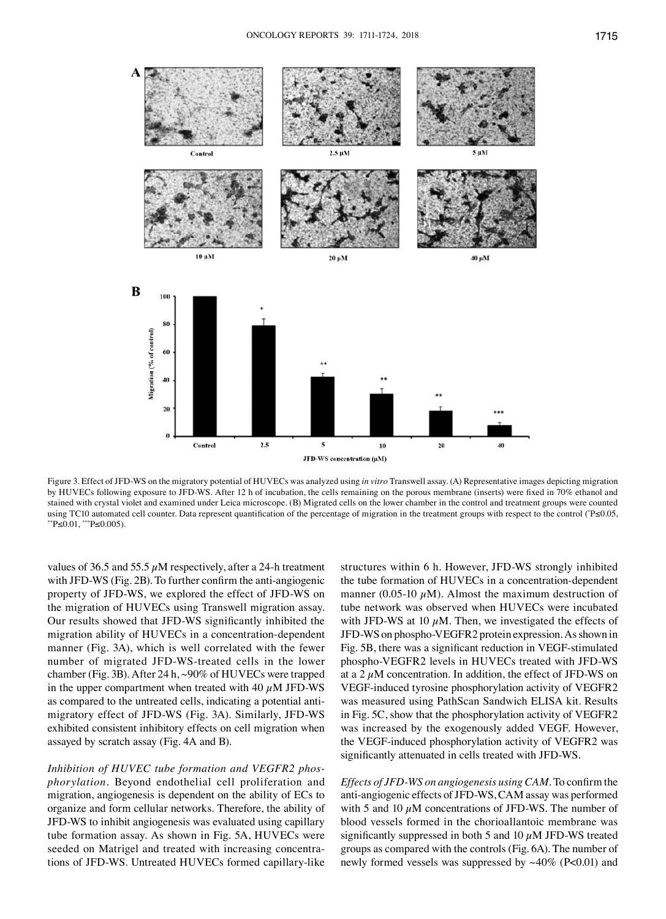Figure 3. Effect of JFD-WS on the migratory potential of HUVECs was analyzed using *in vitro* Transwell assay. (A) Representative images depicting migration by HUVECs following exposure to JFD-WS. After 12 h of incubation, the cells remaining on the porous membrane (inserts) were fixed in 70% ethanol and stained with crystal violet and examined under Leica microscope. (B) Migrated cells on the lower chamber in the control and treatment groups were counted using TC10 automated cell counter. Data represent quantification of the percentage of migration in the treatment groups with respect to the control (*P≤0.05, **P≤0.01, ***P≤0.005).

values of 36.5 and 55.5 $\mu$M respectively, after a 24-h treatment with JFD-WS (Fig. 2B). To further confirm the anti-angiogenic property of JFD-WS, we explored the effect of JFD-WS on the migration of HUVECs using Transwell migration assay. Our results showed that JFD-WS significantly inhibited the migration ability of HUVECs in a concentration-dependent manner (Fig. 3A), which is well correlated with the fewer number of migrated JFD-WS-treated cells in the lower chamber (Fig. 3B). After 24 h, ~90% of HUVECs were trapped in the upper compartment when treated with 40 $\mu$M JFD-WS as compared to the untreated cells, indicating a potential anti-migratory effect of JFD-WS (Fig. 3A). Similarly, JFD-WS exhibited consistent inhibitory effects on cell migration when assayed by scratch assay (Fig. 4A and B).

*Inhibition of HUVEC tube formation and VEGFR2 phosphorylation*. Beyond endothelial cell proliferation and migration, angiogenesis is dependent on the ability of ECs to organize and form cellular networks. Therefore, the ability of JFD-WS to inhibit angiogenesis was evaluated using capillary tube formation assay. As shown in Fig. 5A, HUVECs were seeded on Matrigel and treated with increasing concentrations of JFD-WS. Untreated HUVECs formed capillary-like structures within 6 h. However, JFD-WS strongly inhibited the tube formation of HUVECs in a concentration-dependent manner (0.05-10 $\mu$M). Almost the maximum destruction of tube network was observed when HUVECs were incubated with JFD-WS at 10 $\mu$M. Then, we investigated the effects of JFD-WS on phospho-VEGFR2 protein expression. As shown in Fig. 5B, there was a significant reduction in VEGF-stimulated phospho-VEGFR2 levels in HUVECs treated with JFD-WS at a 2 $\mu$M concentration. In addition, the effect of JFD-WS on VEGF-induced tyrosine phosphorylation activity of VEGFR2 was measured using PathScan Sandwich ELISA kit. Results in Fig. 5C, show that the phosphorylation activity of VEGFR2 was increased by the exogenously added VEGF. However, the VEGF-induced phosphorylation activity of VEGFR2 was significantly attenuated in cells treated with JFD-WS.

*Effects of JFD-WS on angiogenesis using CAM*. To confirm the anti-angiogenic effects of JFD-WS, CAM assay was performed with 5 and 10 $\mu$M concentrations of JFD-WS. The number of blood vessels formed in the chorioallantoic membrane was significantly suppressed in both 5 and 10 $\mu$M JFD-WS treated groups as compared with the controls (Fig. 6A). The number of newly formed vessels was suppressed by ~40% (P<0.01) and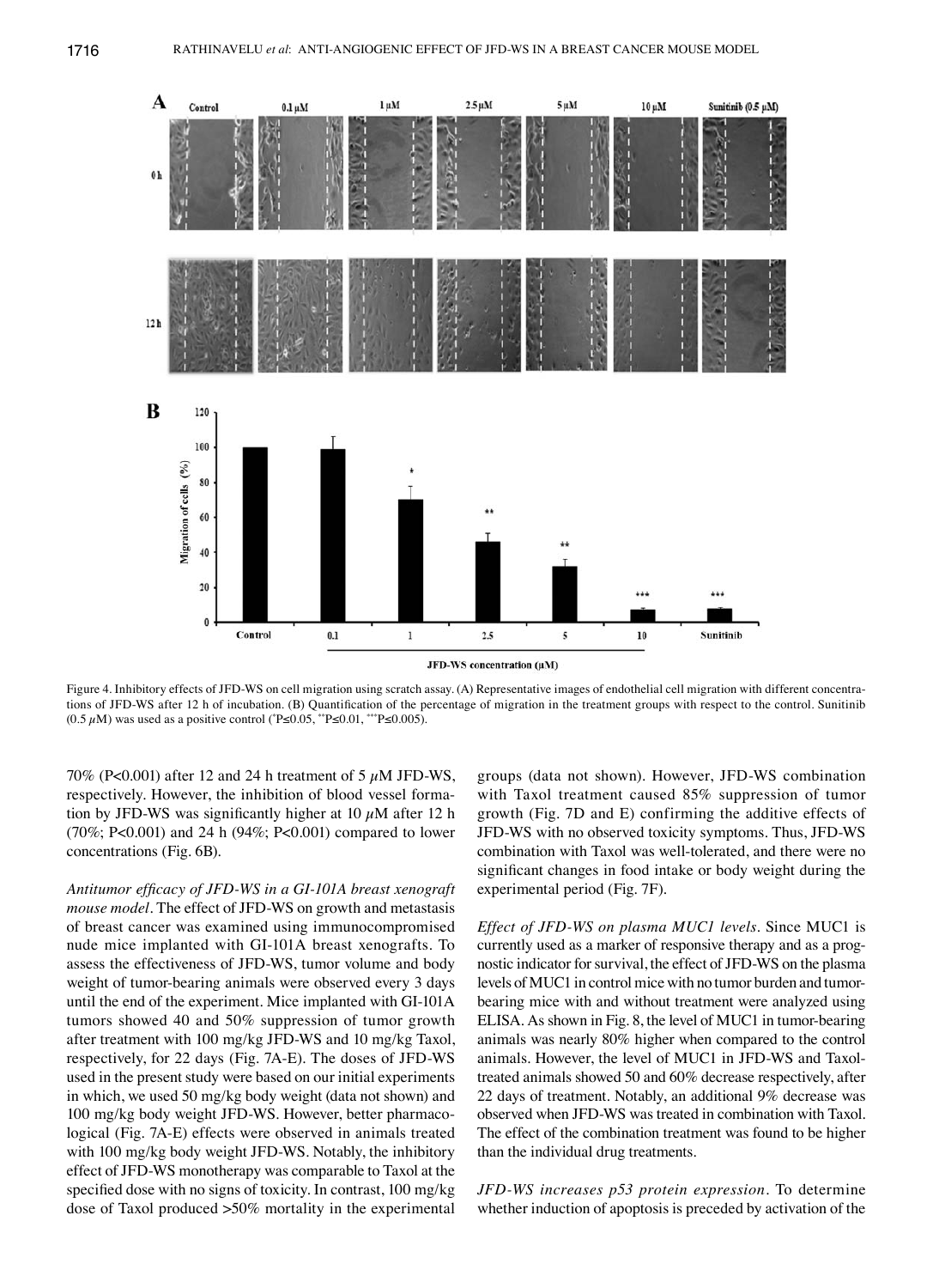Figure 4. Inhibitory effects of JFD-WS on cell migration using scratch assay. (A) Representative images of endothelial cell migration with different concentrations of JFD-WS after 12 h of incubation. (B) Quantification of the percentage of migration in the treatment groups with respect to the control. Sunitinib (0.5 $\mu$M) was used as a positive control ($^{*}$P≤0.05, $^{**}$P≤0.01, $^{***}$P≤0.005).

70% (P<0.001) after 12 and 24 h treatment of 5 $\mu$M JFD-WS, respectively. However, the inhibition of blood vessel formation by JFD-WS was significantly higher at 10 $\mu$M after 12 h (70%; P<0.001) and 24 h (94%; P<0.001) compared to lower concentrations (Fig. 6B).

*Antitumor efficacy of JFD-WS in a GI-101A breast xenograft mouse model*. The effect of JFD-WS on growth and metastasis of breast cancer was examined using immunocompromised nude mice implanted with GI-101A breast xenografts. To assess the effectiveness of JFD-WS, tumor volume and body weight of tumor-bearing animals were observed every 3 days until the end of the experiment. Mice implanted with GI-101A tumors showed 40 and 50% suppression of tumor growth after treatment with 100 mg/kg JFD-WS and 10 mg/kg Taxol, respectively, for 22 days (Fig. 7A-E). The doses of JFD-WS used in the present study were based on our initial experiments in which, we used 50 mg/kg body weight (data not shown) and 100 mg/kg body weight JFD-WS. However, better pharmacological (Fig. 7A-E) effects were observed in animals treated with 100 mg/kg body weight JFD-WS. Notably, the inhibitory effect of JFD-WS monotherapy was comparable to Taxol at the specified dose with no signs of toxicity. In contrast, 100 mg/kg dose of Taxol produced >50% mortality in the experimental groups (data not shown). However, JFD-WS combination with Taxol treatment caused 85% suppression of tumor growth (Fig. 7D and E) confirming the additive effects of JFD-WS with no observed toxicity symptoms. Thus, JFD-WS combination with Taxol was well-tolerated, and there were no significant changes in food intake or body weight during the experimental period (Fig. 7F).

*Effect of JFD-WS on plasma MUC1 levels*. Since MUC1 is currently used as a marker of responsive therapy and as a prognostic indicator for survival, the effect of JFD-WS on the plasma levels of MUC1 in control mice with no tumor burden and tumor-bearing mice with and without treatment were analyzed using ELISA. As shown in Fig. 8, the level of MUC1 in tumor-bearing animals was nearly 80% higher when compared to the control animals. However, the level of MUC1 in JFD-WS and Taxol-treated animals showed 50 and 60% decrease respectively, after 22 days of treatment. Notably, an additional 9% decrease was observed when JFD-WS was treated in combination with Taxol. The effect of the combination treatment was found to be higher than the individual drug treatments.

*JFD-WS increases p53 protein expression*. To determine whether induction of apoptosis is preceded by activation of the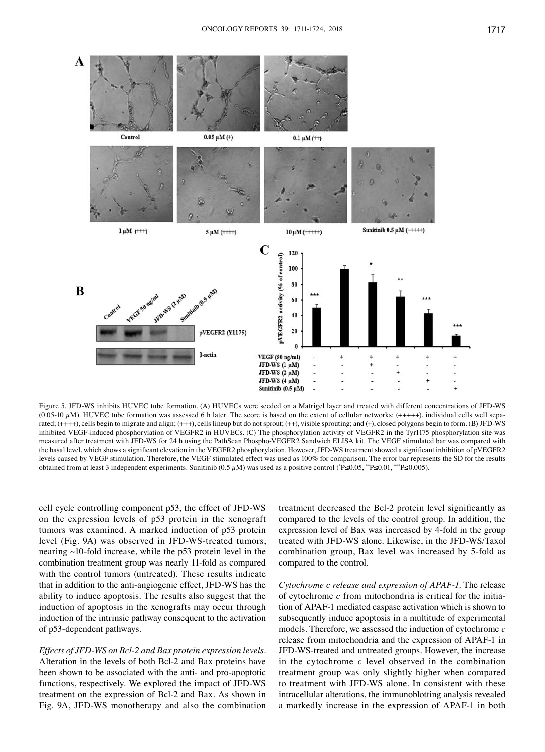Figure 5. JFD-WS inhibits HUVEC tube formation. (A) HUVECs were seeded on a Matrigel layer and treated with different concentrations of JFD-WS (0.05-10 $\mu$M). HUVEC tube formation was assessed 6 h later. The score is based on the extent of cellular networks: (+++++), individual cells well separated; (++++), cells begin to migrate and align; (+++), cells lineup but do not sprout; (++), visible sprouting; and (+), closed polygons begin to form. (B) JFD-WS inhibited VEGF-induced phosphorylation of VEGFR2 in HUVECs. (C) The phosphorylation activity of VEGFR2 in the Tyr1175 phosphorylation site was measured after treatment with JFD-WS for 24 h using the PathScan Phospho-VEGFR2 Sandwich ELISA kit. The VEGF stimulated bar was compared with the basal level, which shows a significant elevation in the VEGFR2 phosphorylation. However, JFD-WS treatment showed a significant inhibition of pVEGFR2 levels caused by VEGF stimulation. Therefore, the VEGF stimulated effect was used as 100% for comparison. The error bar represents the SD for the results obtained from at least 3 independent experiments. Sunitinib (0.5 $\mu$M) was used as a positive control ($^{*}P\leq0.05$, $^{**}P\leq0.01$, $^{***}P\leq0.005$).

cell cycle controlling component p53, the effect of JFD-WS on the expression levels of p53 protein in the xenograft tumors was examined. A marked induction of p53 protein level (Fig. 9A) was observed in JFD-WS-treated tumors, nearing ~10-fold increase, while the p53 protein level in the combination treatment group was nearly 11-fold as compared with the control tumors (untreated). These results indicate that in addition to the anti-angiogenic effect, JFD-WS has the ability to induce apoptosis. The results also suggest that the induction of apoptosis in the xenografts may occur through induction of the intrinsic pathway consequent to the activation of p53-dependent pathways.

*Effects of JFD-WS on Bcl-2 and Bax protein expression levels.* Alteration in the levels of both Bcl-2 and Bax proteins have been shown to be associated with the anti- and pro-apoptotic functions, respectively. We explored the impact of JFD-WS treatment on the expression of Bcl-2 and Bax. As shown in Fig. 9A, JFD-WS monotherapy and also the combination treatment decreased the Bcl-2 protein level significantly as compared to the levels of the control group. In addition, the expression level of Bax was increased by 4-fold in the group treated with JFD-WS alone. Likewise, in the JFD-WS/Taxol combination group, Bax level was increased by 5-fold as compared to the control.

*Cytochrome c release and expression of APAF-1.* The release of cytochrome *c* from mitochondria is critical for the initiation of APAF-1 mediated caspase activation which is shown to subsequently induce apoptosis in a multitude of experimental models. Therefore, we assessed the induction of cytochrome *c* release from mitochondria and the expression of APAF-1 in JFD-WS-treated and untreated groups. However, the increase in the cytochrome *c* level observed in the combination treatment group was only slightly higher when compared to treatment with JFD-WS alone. In consistent with these intracellular alterations, the immunoblotting analysis revealed a markedly increase in the expression of APAF-1 in both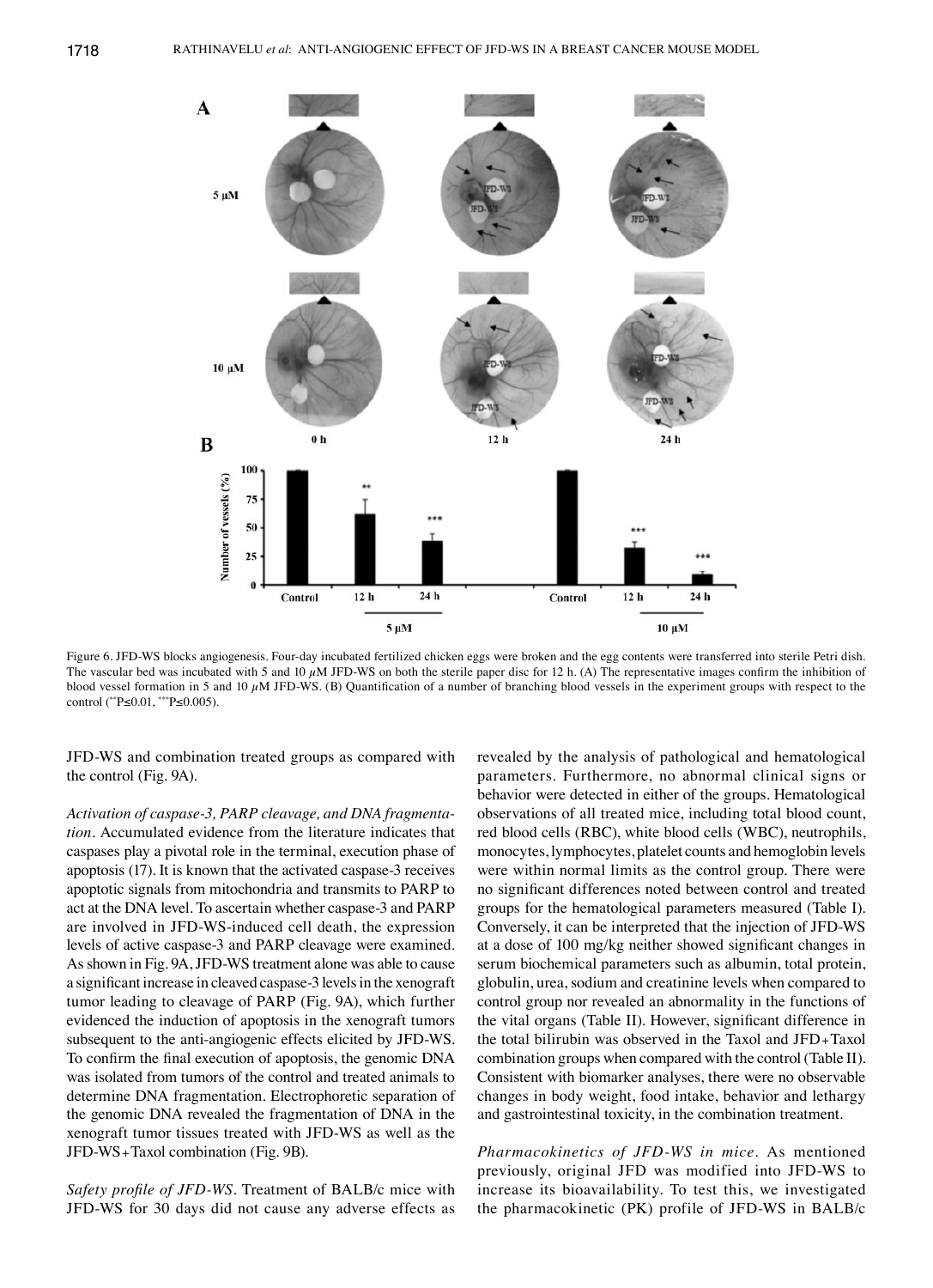Figure 6. JFD-WS blocks angiogenesis. Four-day incubated fertilized chicken eggs were broken and the egg contents were transferred into sterile Petri dish. The vascular bed was incubated with 5 and 10 $\mu$M JFD-WS on both the sterile paper disc for 12 h. (A) The representative images confirm the inhibition of blood vessel formation in 5 and 10 $\mu$M JFD-WS. (B) Quantification of a number of branching blood vessels in the experiment groups with respect to the control ($^{**}P\leq0.01$, $^{***}P\leq0.005$).

JFD-WS and combination treated groups as compared with the control (Fig. 9A).

*Activation of caspase-3, PARP cleavage, and DNA fragmentation*. Accumulated evidence from the literature indicates that caspases play a pivotal role in the terminal, execution phase of apoptosis (17). It is known that the activated caspase-3 receives apoptotic signals from mitochondria and transmits to PARP to act at the DNA level. To ascertain whether caspase-3 and PARP are involved in JFD-WS-induced cell death, the expression levels of active caspase-3 and PARP cleavage were examined. As shown in Fig. 9A, JFD-WS treatment alone was able to cause a significant increase in cleaved caspase-3 levels in the xenograft tumor leading to cleavage of PARP (Fig. 9A), which further evidenced the induction of apoptosis in the xenograft tumors subsequent to the anti-angiogenic effects elicited by JFD-WS. To confirm the final execution of apoptosis, the genomic DNA was isolated from tumors of the control and treated animals to determine DNA fragmentation. Electrophoretic separation of the genomic DNA revealed the fragmentation of DNA in the xenograft tumor tissues treated with JFD-WS as well as the JFD-WS+Taxol combination (Fig. 9B).

*Safety profile of JFD-WS*. Treatment of BALB/c mice with JFD-WS for 30 days did not cause any adverse effects as revealed by the analysis of pathological and hematological parameters. Furthermore, no abnormal clinical signs or behavior were detected in either of the groups. Hematological observations of all treated mice, including total blood count, red blood cells (RBC), white blood cells (WBC), neutrophils, monocytes, lymphocytes, platelet counts and hemoglobin levels were within normal limits as the control group. There were no significant differences noted between control and treated groups for the hematological parameters measured (Table I). Conversely, it can be interpreted that the injection of JFD-WS at a dose of 100 mg/kg neither showed significant changes in serum biochemical parameters such as albumin, total protein, globulin, urea, sodium and creatinine levels when compared to control group nor revealed an abnormality in the functions of the vital organs (Table II). However, significant difference in the total bilirubin was observed in the Taxol and JFD+Taxol combination groups when compared with the control (Table II). Consistent with biomarker analyses, there were no observable changes in body weight, food intake, behavior and lethargy and gastrointestinal toxicity, in the combination treatment.

*Pharmacokinetics of JFD-WS in mice*. As mentioned previously, original JFD was modified into JFD-WS to increase its bioavailability. To test this, we investigated the pharmacokinetic (PK) profile of JFD-WS in BALB/c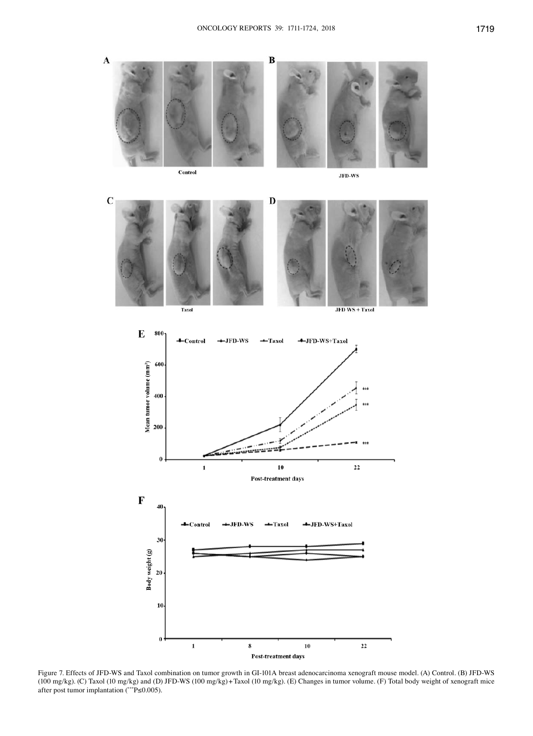Figure 7. Effects of JFD-WS and Taxol combination on tumor growth in GI-101A breast adenocarcinoma xenograft mouse model. (A) Control. (B) JFD-WS (100 mg/kg). (C) Taxol (10 mg/kg) and (D) JFD-WS (100 mg/kg)+Taxol (10 mg/kg). (E) Changes in tumor volume. (F) Total body weight of xenograft mice after post tumor implantation ($^{***}P \le 0.005$).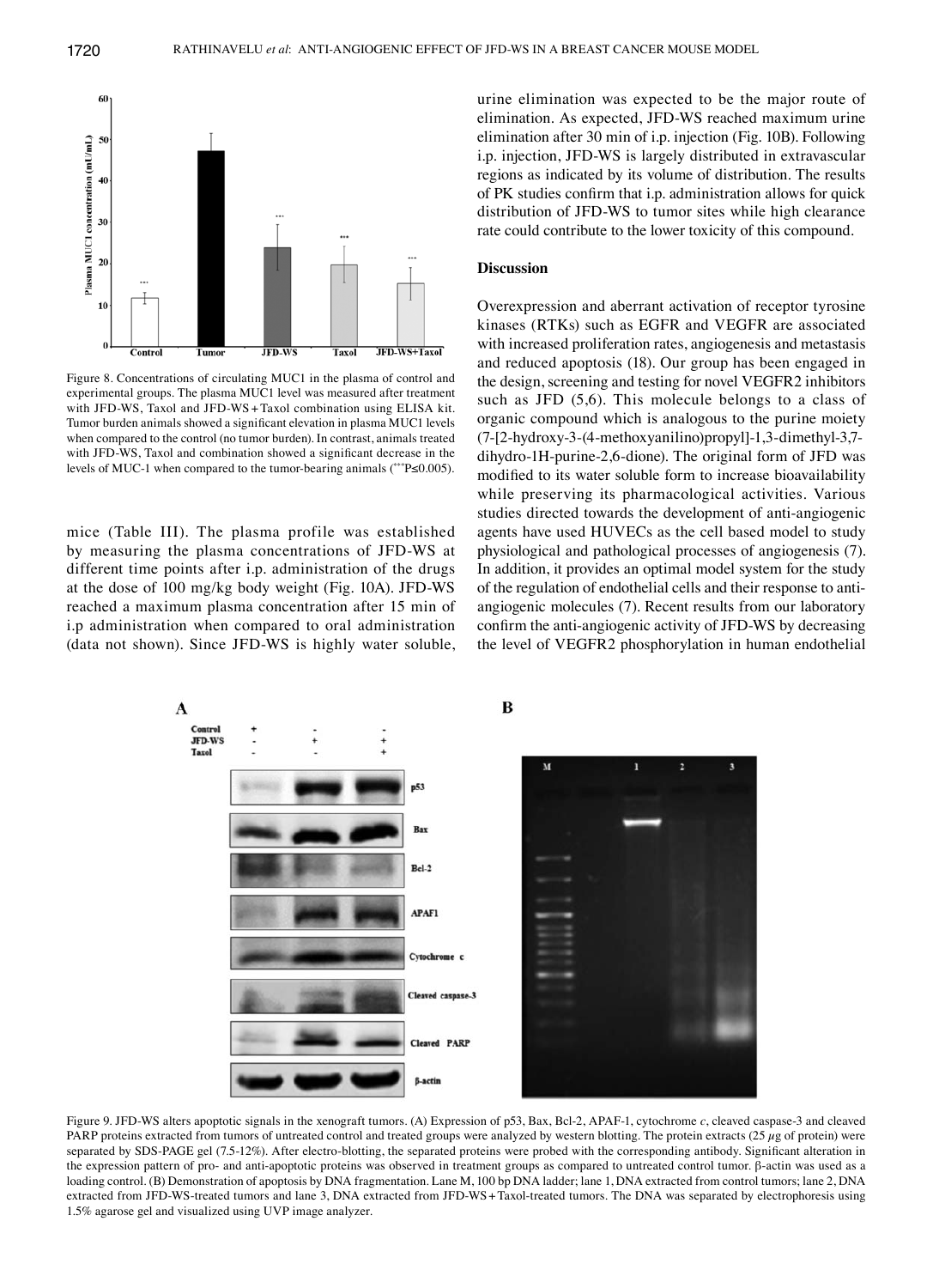Figure 8. Concentrations of circulating MUC1 in the plasma of control and experimental groups. The plasma MUC1 level was measured after treatment with JFD-WS, Taxol and JFD-WS + Taxol combination using ELISA kit. Tumor burden animals showed a significant elevation in plasma MUC1 levels when compared to the control (no tumor burden). In contrast, animals treated with JFD-WS, Taxol and combination showed a significant decrease in the levels of MUC-1 when compared to the tumor-bearing animals ($^{***}P \le 0.005$).

mice (Table III). The plasma profile was established by measuring the plasma concentrations of JFD-WS at different time points after i.p. administration of the drugs at the dose of 100 mg/kg body weight (Fig. 10A). JFD-WS reached a maximum plasma concentration after 15 min of i.p administration when compared to oral administration (data not shown). Since JFD-WS is highly water soluble, urine elimination was expected to be the major route of elimination. As expected, JFD-WS reached maximum urine elimination after 30 min of i.p. injection (Fig. 10B). Following i.p. injection, JFD-WS is largely distributed in extravascular regions as indicated by its volume of distribution. The results of PK studies confirm that i.p. administration allows for quick distribution of JFD-WS to tumor sites while high clearance rate could contribute to the lower toxicity of this compound.

## Discussion

Overexpression and aberrant activation of receptor tyrosine kinases (RTKs) such as EGFR and VEGFR are associated with increased proliferation rates, angiogenesis and metastasis and reduced apoptosis (18). Our group has been engaged in the design, screening and testing for novel VEGFR2 inhibitors such as JFD (5,6). This molecule belongs to a class of organic compound which is analogous to the purine moiety (7-[2-hydroxy-3-(4-methoxyanilino)propyl]-1,3-dimethyl-3,7-dihydro-1H-purine-2,6-dione). The original form of JFD was modified to its water soluble form to increase bioavailability while preserving its pharmacological activities. Various studies directed towards the development of anti-angiogenic agents have used HUVECs as the cell based model to study physiological and pathological processes of angiogenesis (7). In addition, it provides an optimal model system for the study of the regulation of endothelial cells and their response to anti-angiogenic molecules (7). Recent results from our laboratory confirm the anti-angiogenic activity of JFD-WS by decreasing the level of VEGFR2 phosphorylation in human endothelial

Figure 9. JFD-WS alters apoptotic signals in the xenograft tumors. (A) Expression of p53, Bax, Bcl-2, APAF-1, cytochrome *c*, cleaved caspase-3 and cleaved PARP proteins extracted from tumors of untreated control and treated groups were analyzed by western blotting. The protein extracts (25 $\mu$g of protein) were separated by SDS-PAGE gel (7.5-12%). After electro-blotting, the separated proteins were probed with the corresponding antibody. Significant alteration in the expression pattern of pro- and anti-apoptotic proteins was observed in treatment groups as compared to untreated control tumor. β-actin was used as a loading control. (B) Demonstration of apoptosis by DNA fragmentation. Lane M, 100 bp DNA ladder; lane 1, DNA extracted from control tumors; lane 2, DNA extracted from JFD-WS-treated tumors and lane 3, DNA extracted from JFD-WS + Taxol-treated tumors. The DNA was separated by electrophoresis using 1.5% agarose gel and visualized using UVP image analyzer.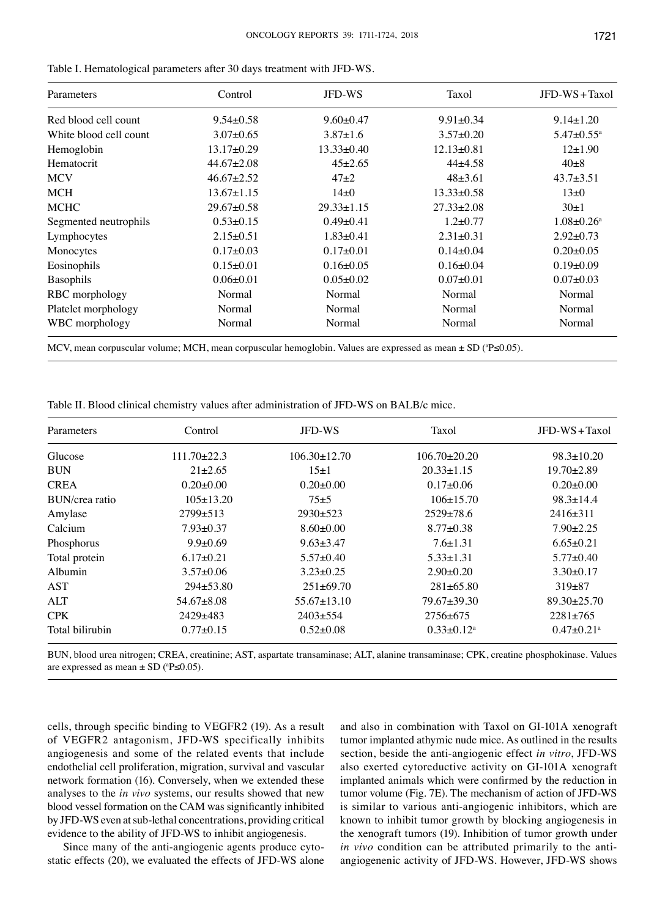Table I. Hematological parameters after 30 days treatment with JFD-WS.

| Parameters | Control | JFD-WS | Taxol | JFD-WS+Taxol |
|---|---|---|---|---|
| Red blood cell count | 9.54±0.58 | 9.60±0.47 | 9.91±0.34 | 9.14±1.20 |
| White blood cell count | 3.07±0.65 | 3.87±1.6 | 3.57±0.20 | 5.47±0.55[a] |
| Hemoglobin | 13.17±0.29 | 13.33±0.40 | 12.13±0.81 | 12±1.90 |
| Hematocrit | 44.67±2.08 | 45±2.65 | 44±4.58 | 40±8 |
| MCV | 46.67±2.52 | 47±2 | 48±3.61 | 43.7±3.51 |
| MCH | 13.67±1.15 | 14±0 | 13.33±0.58 | 13±0 |
| MCHC | 29.67±0.58 | 29.33±1.15 | 27.33±2.08 | 30±1 |
| Segmented neutrophils | 0.53±0.15 | 0.49±0.41 | 1.2±0.77 | 1.08±0.26[a] |
| Lymphocytes | 2.15±0.51 | 1.83±0.41 | 2.31±0.31 | 2.92±0.73 |
| Monocytes | 0.17±0.03 | 0.17±0.01 | 0.14±0.04 | 0.20±0.05 |
| Eosinophils | 0.15±0.01 | 0.16±0.05 | 0.16±0.04 | 0.19±0.09 |
| Basophils | 0.06±0.01 | 0.05±0.02 | 0.07±0.01 | 0.07±0.03 |
| RBC morphology | Normal | Normal | Normal | Normal |
| Platelet morphology | Normal | Normal | Normal | Normal |
| WBC morphology | Normal | Normal | Normal | Normal |

MCV, mean corpuscular volume; MCH, mean corpuscular hemoglobin. Values are expressed as mean ± SD ([a]$P \leq 0.05$).

Table II. Blood clinical chemistry values after administration of JFD-WS on BALB/c mice.

| Parameters | Control | JFD-WS | Taxol | JFD-WS+Taxol |
|---|---|---|---|---|
| Glucose | 111.70±22.3 | 106.30±12.70 | 106.70±20.20 | 98.3±10.20 |
| BUN | 21±2.65 | 15±1 | 20.33±1.15 | 19.70±2.89 |
| CREA | 0.20±0.00 | 0.20±0.00 | 0.17±0.06 | 0.20±0.00 |
| BUN/crea ratio | 105±13.20 | 75±5 | 106±15.70 | 98.3±14.4 |
| Amylase | 2799±513 | 2930±523 | 2529±78.6 | 2416±311 |
| Calcium | 7.93±0.37 | 8.60±0.00 | 8.77±0.38 | 7.90±2.25 |
| Phosphorus | 9.9±0.69 | 9.63±3.47 | 7.6±1.31 | 6.65±0.21 |
| Total protein | 6.17±0.21 | 5.57±0.40 | 5.33±1.31 | 5.77±0.40 |
| Albumin | 3.57±0.06 | 3.23±0.25 | 2.90±0.20 | 3.30±0.17 |
| AST | 294±53.80 | 251±69.70 | 281±65.80 | 319±87 |
| ALT | 54.67±8.08 | 55.67±13.10 | 79.67±39.30 | 89.30±25.70 |
| CPK | 2429±483 | 2403±554 | 2756±675 | 2281±765 |
| Total bilirubin | 0.77±0.15 | 0.52±0.08 | 0.33±0.12[a] | 0.47±0.21[a] |

BUN, blood urea nitrogen; CREA, creatinine; AST, aspartate transaminase; ALT, alanine transaminase; CPK, creatine phosphokinase. Values are expressed as mean ± SD ([a]$P \leq 0.05$).

cells, through specific binding to VEGFR2 (19). As a result of VEGFR2 antagonism, JFD-WS specifically inhibits angiogenesis and some of the related events that include endothelial cell proliferation, migration, survival and vascular network formation (16). Conversely, when we extended these analyses to the *in vivo* systems, our results showed that new blood vessel formation on the CAM was significantly inhibited by JFD-WS even at sub-lethal concentrations, providing critical evidence to the ability of JFD-WS to inhibit angiogenesis.

Since many of the anti-angiogenic agents produce cytostatic effects (20), we evaluated the effects of JFD-WS alone and also in combination with Taxol on GI-101A xenograft tumor implanted athymic nude mice. As outlined in the results section, beside the anti-angiogenic effect *in vitro*, JFD-WS also exerted cytoreductive activity on GI-101A xenograft implanted animals which were confirmed by the reduction in tumor volume (Fig. 7E). The mechanism of action of JFD-WS is similar to various anti-angiogenic inhibitors, which are known to inhibit tumor growth by blocking angiogenesis in the xenograft tumors (19). Inhibition of tumor growth under *in vivo* condition can be attributed primarily to the anti-angiogenenic activity of JFD-WS. However, JFD-WS shows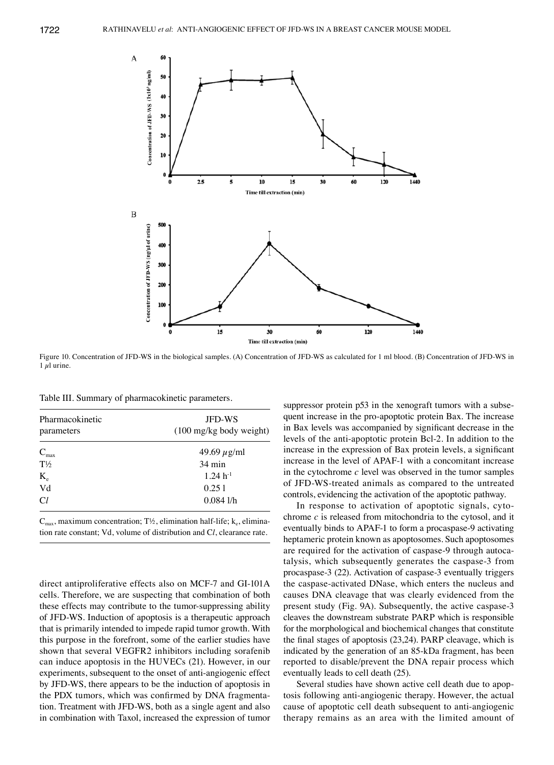Figure 10. Concentration of JFD-WS in the biological samples. (A) Concentration of JFD-WS as calculated for 1 ml blood. (B) Concentration of JFD-WS in 1 $\mu$l urine.

Table III. Summary of pharmacokinetic parameters.

| Pharmacokinetic parameters | JFD-WS (100 mg/kg body weight) |
|---|---|
| $C_{max}$ | 49.69 $\mu$g/ml |
| T½ | 34 min |
| $K_e$ | 1.24 $h^{-1}$ |
| Vd | 0.25 l |
| C*l* | 0.084 l/h |

$C_{max}$, maximum concentration; T½, elimination half-life; $k_e$, elimination rate constant; Vd, volume of distribution and C*l*, clearance rate.

direct antiproliferative effects also on MCF-7 and GI-101A cells. Therefore, we are suspecting that combination of both these effects may contribute to the tumor-suppressing ability of JFD-WS. Induction of apoptosis is a therapeutic approach that is primarily intended to impede rapid tumor growth. With this purpose in the forefront, some of the earlier studies have shown that several VEGFR2 inhibitors including sorafenib can induce apoptosis in the HUVECs (21). However, in our experiments, subsequent to the onset of anti-angiogenic effect by JFD-WS, there appears to be the induction of apoptosis in the PDX tumors, which was confirmed by DNA fragmentation. Treatment with JFD-WS, both as a single agent and also in combination with Taxol, increased the expression of tumor suppressor protein p53 in the xenograft tumors with a subsequent increase in the pro-apoptotic protein Bax. The increase in Bax levels was accompanied by significant decrease in the levels of the anti-apoptotic protein Bcl-2. In addition to the increase in the expression of Bax protein levels, a significant increase in the level of APAF-1 with a concomitant increase in the cytochrome *c* level was observed in the tumor samples of JFD-WS-treated animals as compared to the untreated controls, evidencing the activation of the apoptotic pathway.

In response to activation of apoptotic signals, cytochrome *c* is released from mitochondria to the cytosol, and it eventually binds to APAF-1 to form a procaspase-9 activating heptameric protein known as apoptosomes. Such apoptosomes are required for the activation of caspase-9 through autocatalysis, which subsequently generates the caspase-3 from procaspase-3 (22). Activation of caspase-3 eventually triggers the caspase-activated DNase, which enters the nucleus and causes DNA cleavage that was clearly evidenced from the present study (Fig. 9A). Subsequently, the active caspase-3 cleaves the downstream substrate PARP which is responsible for the morphological and biochemical changes that constitute the final stages of apoptosis (23,24). PARP cleavage, which is indicated by the generation of an 85-kDa fragment, has been reported to disable/prevent the DNA repair process which eventually leads to cell death (25).

Several studies have shown active cell death due to apoptosis following anti-angiogenic therapy. However, the actual cause of apoptotic cell death subsequent to anti-angiogenic therapy remains as an area with the limited amount of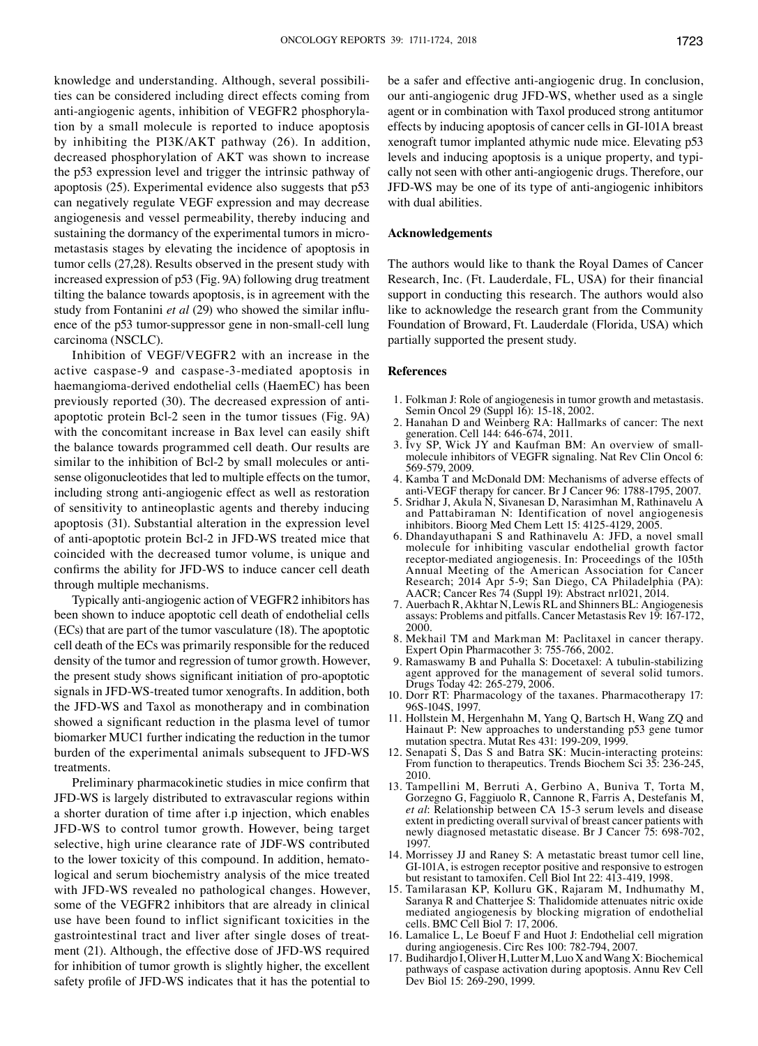knowledge and understanding. Although, several possibilities can be considered including direct effects coming from anti-angiogenic agents, inhibition of VEGFR2 phosphorylation by a small molecule is reported to induce apoptosis by inhibiting the PI3K/AKT pathway (26). In addition, decreased phosphorylation of AKT was shown to increase the p53 expression level and trigger the intrinsic pathway of apoptosis (25). Experimental evidence also suggests that p53 can negatively regulate VEGF expression and may decrease angiogenesis and vessel permeability, thereby inducing and sustaining the dormancy of the experimental tumors in micrometastasis stages by elevating the incidence of apoptosis in tumor cells (27,28). Results observed in the present study with increased expression of p53 (Fig. 9A) following drug treatment tilting the balance towards apoptosis, is in agreement with the study from Fontanini *et al* (29) who showed the similar influence of the p53 tumor-suppressor gene in non-small-cell lung carcinoma (NSCLC).

Inhibition of VEGF/VEGFR2 with an increase in the active caspase-9 and caspase-3-mediated apoptosis in haemangioma-derived endothelial cells (HaemEC) has been previously reported (30). The decreased expression of anti-apoptotic protein Bcl-2 seen in the tumor tissues (Fig. 9A) with the concomitant increase in Bax level can easily shift the balance towards programmed cell death. Our results are similar to the inhibition of Bcl-2 by small molecules or antisense oligonucleotides that led to multiple effects on the tumor, including strong anti-angiogenic effect as well as restoration of sensitivity to antineoplastic agents and thereby inducing apoptosis (31). Substantial alteration in the expression level of anti-apoptotic protein Bcl-2 in JFD-WS treated mice that coincided with the decreased tumor volume, is unique and confirms the ability for JFD-WS to induce cancer cell death through multiple mechanisms.

Typically anti-angiogenic action of VEGFR2 inhibitors has been shown to induce apoptotic cell death of endothelial cells (ECs) that are part of the tumor vasculature (18). The apoptotic cell death of the ECs was primarily responsible for the reduced density of the tumor and regression of tumor growth. However, the present study shows significant initiation of pro-apoptotic signals in JFD-WS-treated tumor xenografts. In addition, both the JFD-WS and Taxol as monotherapy and in combination showed a significant reduction in the plasma level of tumor biomarker MUC1 further indicating the reduction in the tumor burden of the experimental animals subsequent to JFD-WS treatments.

Preliminary pharmacokinetic studies in mice confirm that JFD-WS is largely distributed to extravascular regions within a shorter duration of time after i.p injection, which enables JFD-WS to control tumor growth. However, being target selective, high urine clearance rate of JDF-WS contributed to the lower toxicity of this compound. In addition, hematological and serum biochemistry analysis of the mice treated with JFD-WS revealed no pathological changes. However, some of the VEGFR2 inhibitors that are already in clinical use have been found to inflict significant toxicities in the gastrointestinal tract and liver after single doses of treatment (21). Although, the effective dose of JFD-WS required for inhibition of tumor growth is slightly higher, the excellent safety profile of JFD-WS indicates that it has the potential to be a safer and effective anti-angiogenic drug. In conclusion, our anti-angiogenic drug JFD-WS, whether used as a single agent or in combination with Taxol produced strong antitumor effects by inducing apoptosis of cancer cells in GI-101A breast xenograft tumor implanted athymic nude mice. Elevating p53 levels and inducing apoptosis is a unique property, and typically not seen with other anti-angiogenic drugs. Therefore, our JFD-WS may be one of its type of anti-angiogenic inhibitors with dual abilities.

## Acknowledgements

The authors would like to thank the Royal Dames of Cancer Research, Inc. (Ft. Lauderdale, FL, USA) for their financial support in conducting this research. The authors would also like to acknowledge the research grant from the Community Foundation of Broward, Ft. Lauderdale (Florida, USA) which partially supported the present study.

## References

1. Folkman J: Role of angiogenesis in tumor growth and metastasis. Semin Oncol 29 (Suppl 16): 15-18, 2002.
2. Hanahan D and Weinberg RA: Hallmarks of cancer: The next generation. Cell 144: 646-674, 2011.
3. Ivy SP, Wick JY and Kaufman BM: An overview of small-molecule inhibitors of VEGFR signaling. Nat Rev Clin Oncol 6: 569-579, 2009.
4. Kamba T and McDonald DM: Mechanisms of adverse effects of anti-VEGF therapy for cancer. Br J Cancer 96: 1788-1795, 2007.
5. Sridhar J, Akula N, Sivanesan D, Narasimhan M, Rathinavelu A and Pattabiraman N: Identification of novel angiogenesis inhibitors. Bioorg Med Chem Lett 15: 4125-4129, 2005.
6. Dhandayuthapani S and Rathinavelu A: JFD, a novel small molecule for inhibiting vascular endothelial growth factor receptor-mediated angiogenesis. In: Proceedings of the 105th Annual Meeting of the American Association for Cancer Research; 2014 Apr 5-9; San Diego, CA Philadelphia (PA): AACR; Cancer Res 74 (Suppl 19): Abstract nr1021, 2014.
7. Auerbach R, Akhtar N, Lewis RL and Shinners BL: Angiogenesis assays: Problems and pitfalls. Cancer Metastasis Rev 19: 167-172, 2000.
8. Mekhail TM and Markman M: Paclitaxel in cancer therapy. Expert Opin Pharmacother 3: 755-766, 2002.
9. Ramaswamy B and Puhalla S: Docetaxel: A tubulin-stabilizing agent approved for the management of several solid tumors. Drugs Today 42: 265-279, 2006.
10. Dorr RT: Pharmacology of the taxanes. Pharmacotherapy 17: 96S-104S, 1997.
11. Hollstein M, Hergenhahn M, Yang Q, Bartsch H, Wang ZQ and Hainaut P: New approaches to understanding p53 gene tumor mutation spectra. Mutat Res 431: 199-209, 1999.
12. Senapati S, Das S and Batra SK: Mucin-interacting proteins: From function to therapeutics. Trends Biochem Sci 35: 236-245, 2010.
13. Tampellini M, Berruti A, Gerbino A, Buniva T, Torta M, Gorzegno G, Faggiuolo R, Cannone R, Farris A, Destefanis M, *et al*: Relationship between CA 15-3 serum levels and disease extent in predicting overall survival of breast cancer patients with newly diagnosed metastatic disease. Br J Cancer 75: 698-702, 1997.
14. Morrissey JJ and Raney S: A metastatic breast tumor cell line, GI-101A, is estrogen receptor positive and responsive to estrogen but resistant to tamoxifen. Cell Biol Int 22: 413-419, 1998.
15. Tamilarasan KP, Kolluru GK, Rajaram M, Indhumathy M, Saranya R and Chatterjee S: Thalidomide attenuates nitric oxide mediated angiogenesis by blocking migration of endothelial cells. BMC Cell Biol 7: 17, 2006.
16. Lamalice L, Le Boeuf F and Huot J: Endothelial cell migration during angiogenesis. Circ Res 100: 782-794, 2007.
17. Budihardjo I, Oliver H, Lutter M, Luo X and Wang X: Biochemical pathways of caspase activation during apoptosis. Annu Rev Cell Dev Biol 15: 269-290, 1999.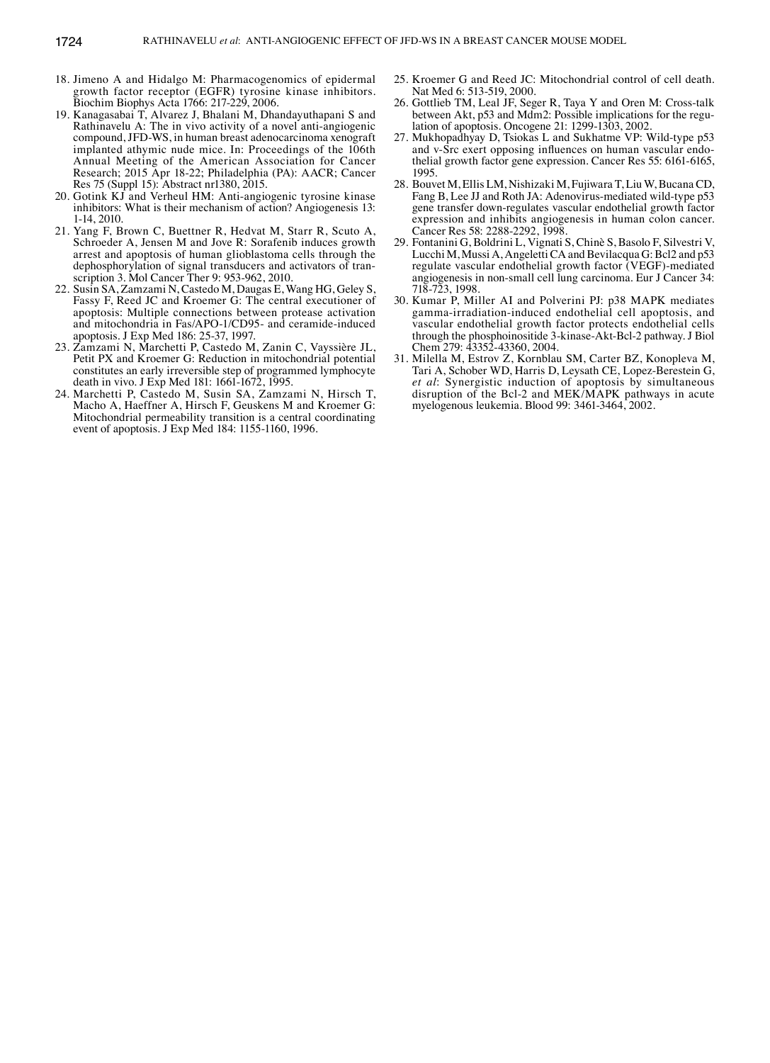18. Jimeno A and Hidalgo M: Pharmacogenomics of epidermal growth factor receptor (EGFR) tyrosine kinase inhibitors. Biochim Biophys Acta 1766: 217-229, 2006.
19. Kanagasabai T, Alvarez J, Bhalani M, Dhandayuthapani S and Rathinavelu A: The in vivo activity of a novel anti-angiogenic compound, JFD-WS, in human breast adenocarcinoma xenograft implanted athymic nude mice. In: Proceedings of the 106th Annual Meeting of the American Association for Cancer Research; 2015 Apr 18-22; Philadelphia (PA): AACR; Cancer Res 75 (Suppl 15): Abstract nr1380, 2015.
20. Gotink KJ and Verheul HM: Anti-angiogenic tyrosine kinase inhibitors: What is their mechanism of action? Angiogenesis 13: 1-14, 2010.
21. Yang F, Brown C, Buettner R, Hedvat M, Starr R, Scuto A, Schroeder A, Jensen M and Jove R: Sorafenib induces growth arrest and apoptosis of human glioblastoma cells through the dephosphorylation of signal transducers and activators of transcription 3. Mol Cancer Ther 9: 953-962, 2010.
22. Susin SA, Zamzami N, Castedo M, Daugas E, Wang HG, Geley S, Fassy F, Reed JC and Kroemer G: The central executioner of apoptosis: Multiple connections between protease activation and mitochondria in Fas/APO-1/CD95- and ceramide-induced apoptosis. J Exp Med 186: 25-37, 1997.
23. Zamzami N, Marchetti P, Castedo M, Zanin C, Vayssière JL, Petit PX and Kroemer G: Reduction in mitochondrial potential constitutes an early irreversible step of programmed lymphocyte death in vivo. J Exp Med 181: 1661-1672, 1995.
24. Marchetti P, Castedo M, Susin SA, Zamzami N, Hirsch T, Macho A, Haeffner A, Hirsch F, Geuskens M and Kroemer G: Mitochondrial permeability transition is a central coordinating event of apoptosis. J Exp Med 184: 1155-1160, 1996.
25. Kroemer G and Reed JC: Mitochondrial control of cell death. Nat Med 6: 513-519, 2000.
26. Gottlieb TM, Leal JF, Seger R, Taya Y and Oren M: Cross-talk between Akt, p53 and Mdm2: Possible implications for the regulation of apoptosis. Oncogene 21: 1299-1303, 2002.
27. Mukhopadhyay D, Tsiokas L and Sukhatme VP: Wild-type p53 and v-Src exert opposing influences on human vascular endothelial growth factor gene expression. Cancer Res 55: 6161-6165, 1995.
28. Bouvet M, Ellis LM, Nishizaki M, Fujiwara T, Liu W, Bucana CD, Fang B, Lee JJ and Roth JA: Adenovirus-mediated wild-type p53 gene transfer down-regulates vascular endothelial growth factor expression and inhibits angiogenesis in human colon cancer. Cancer Res 58: 2288-2292, 1998.
29. Fontanini G, Boldrini L, Vignati S, Chinè S, Basolo F, Silvestri V, Lucchi M, Mussi A, Angeletti CA and Bevilacqua G: Bcl2 and p53 regulate vascular endothelial growth factor (VEGF)-mediated angiogenesis in non-small cell lung carcinoma. Eur J Cancer 34: 718-723, 1998.
30. Kumar P, Miller AI and Polverini PJ: p38 MAPK mediates gamma-irradiation-induced endothelial cell apoptosis, and vascular endothelial growth factor protects endothelial cells through the phosphoinositide 3-kinase-Akt-Bcl-2 pathway. J Biol Chem 279: 43352-43360, 2004.
31. Milella M, Estrov Z, Kornblau SM, Carter BZ, Konopleva M, Tari A, Schober WD, Harris D, Leysath CE, Lopez-Berestein G, *et al*: Synergistic induction of apoptosis by simultaneous disruption of the Bcl-2 and MEK/MAPK pathways in acute myelogenous leukemia. Blood 99: 3461-3464, 2002.